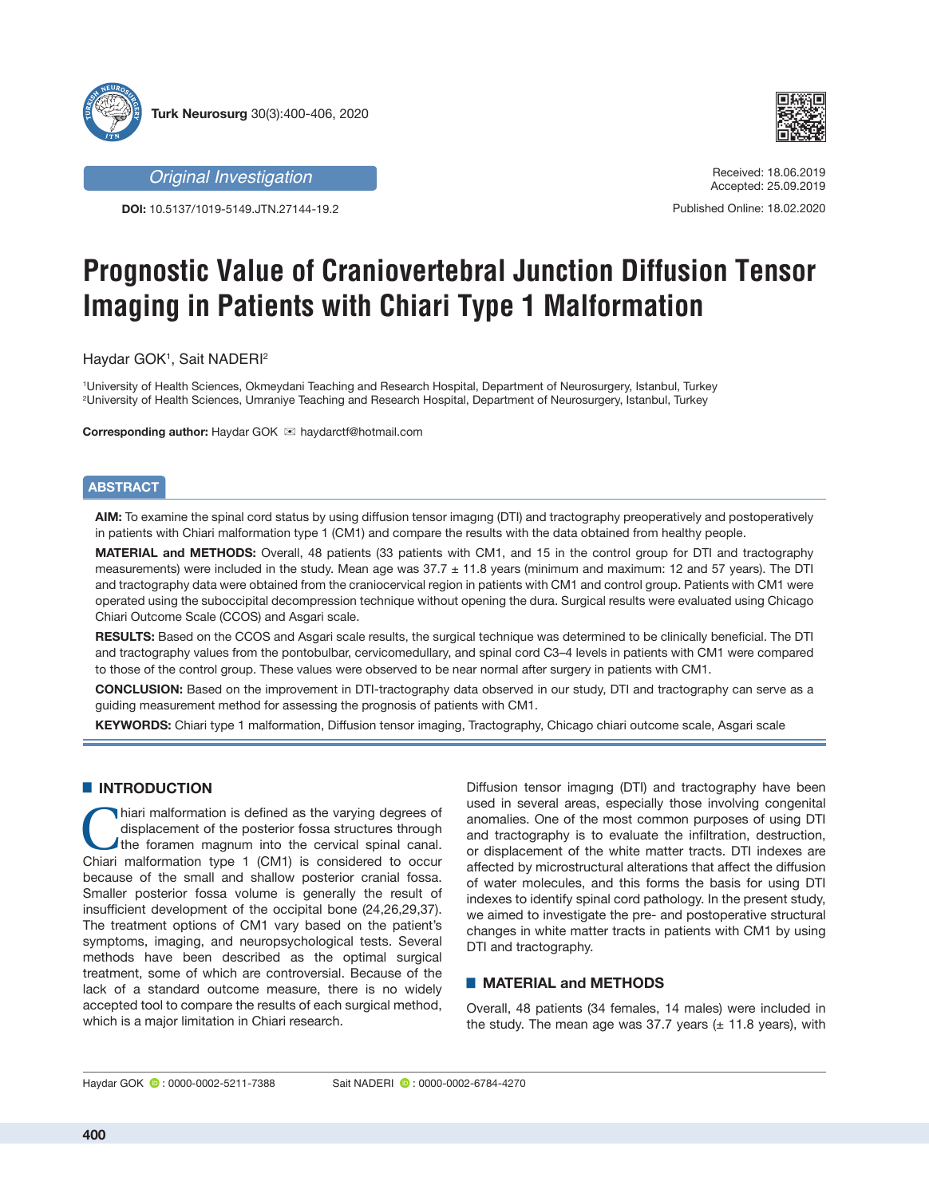Original Investigation

DOI: 10.5137/1019-5149.JTN.27144-19.2

Received: 18.06.2019
Accepted: 25.09.2019

Published Online: 18.02.2020

# Prognostic Value of Craniovertebral Junction Diffusion Tensor Imaging in Patients with Chiari Type 1 Malformation

Haydar GOK[1], Sait NADERI[2]

[1]University of Health Sciences, Okmeydani Teaching and Research Hospital, Department of Neurosurgery, Istanbul, Turkey
[2]University of Health Sciences, Umraniye Teaching and Research Hospital, Department of Neurosurgery, Istanbul, Turkey

**Corresponding author:** Haydar GOK ✉ haydarctf@hotmail.com

## ABSTRACT

**AIM:** To examine the spinal cord status by using diffusion tensor imagıng (DTI) and tractography preoperatively and postoperatively in patients with Chiari malformation type 1 (CM1) and compare the results with the data obtained from healthy people.

**MATERIAL and METHODS:** Overall, 48 patients (33 patients with CM1, and 15 in the control group for DTI and tractography measurements) were included in the study. Mean age was 37.7 ± 11.8 years (minimum and maximum: 12 and 57 years). The DTI and tractography data were obtained from the craniocervical region in patients with CM1 and control group. Patients with CM1 were operated using the suboccipital decompression technique without opening the dura. Surgical results were evaluated using Chicago Chiari Outcome Scale (CCOS) and Asgari scale.

**RESULTS:** Based on the CCOS and Asgari scale results, the surgical technique was determined to be clinically beneficial. The DTI and tractography values from the pontobulbar, cervicomedullary, and spinal cord C3–4 levels in patients with CM1 were compared to those of the control group. These values were observed to be near normal after surgery in patients with CM1.

**CONCLUSION:** Based on the improvement in DTI-tractography data observed in our study, DTI and tractography can serve as a guiding measurement method for assessing the prognosis of patients with CM1.

**KEYWORDS:** Chiari type 1 malformation, Diffusion tensor imaging, Tractography, Chicago chiari outcome scale, Asgari scale

## INTRODUCTION

Chiari malformation is defined as the varying degrees of displacement of the posterior fossa structures through the foramen magnum into the cervical spinal canal. Chiari malformation type 1 (CM1) is considered to occur because of the small and shallow posterior cranial fossa. Smaller posterior fossa volume is generally the result of insufficient development of the occipital bone (24,26,29,37). The treatment options of CM1 vary based on the patient's symptoms, imaging, and neuropsychological tests. Several methods have been described as the optimal surgical treatment, some of which are controversial. Because of the lack of a standard outcome measure, there is no widely accepted tool to compare the results of each surgical method, which is a major limitation in Chiari research.

Diffusion tensor imagıng (DTI) and tractography have been used in several areas, especially those involving congenital anomalies. One of the most common purposes of using DTI and tractography is to evaluate the infiltration, destruction, or displacement of the white matter tracts. DTI indexes are affected by microstructural alterations that affect the diffusion of water molecules, and this forms the basis for using DTI indexes to identify spinal cord pathology. In the present study, we aimed to investigate the pre- and postoperative structural changes in white matter tracts in patients with CM1 by using DTI and tractography.

## MATERIAL and METHODS

Overall, 48 patients (34 females, 14 males) were included in the study. The mean age was 37.7 years (± 11.8 years), with

Haydar GOK : 0000-0002-5211-7388    Sait NADERI : 0000-0002-6784-4270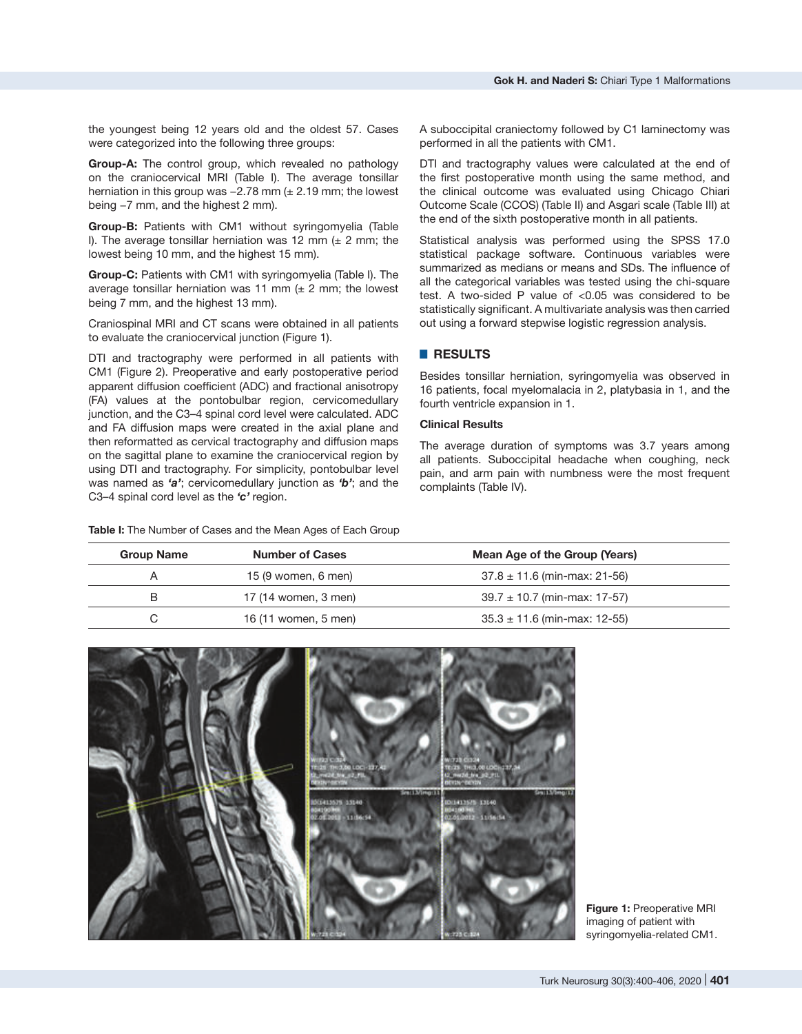the youngest being 12 years old and the oldest 57. Cases were categorized into the following three groups:

**Group-A:** The control group, which revealed no pathology on the craniocervical MRI (Table I). The average tonsillar herniation in this group was –2.78 mm (± 2.19 mm; the lowest being –7 mm, and the highest 2 mm).

**Group-B:** Patients with CM1 without syringomyelia (Table I). The average tonsillar herniation was 12 mm (± 2 mm; the lowest being 10 mm, and the highest 15 mm).

**Group-C:** Patients with CM1 with syringomyelia (Table I). The average tonsillar herniation was 11 mm (± 2 mm; the lowest being 7 mm, and the highest 13 mm).

Craniospinal MRI and CT scans were obtained in all patients to evaluate the craniocervical junction (Figure 1).

DTI and tractography were performed in all patients with CM1 (Figure 2). Preoperative and early postoperative period apparent diffusion coefficient (ADC) and fractional anisotropy (FA) values at the pontobulbar region, cervicomedullary junction, and the C3–4 spinal cord level were calculated. ADC and FA diffusion maps were created in the axial plane and then reformatted as cervical tractography and diffusion maps on the sagittal plane to examine the craniocervical region by using DTI and tractography. For simplicity, pontobulbar level was named as ***'a'***; cervicomedullary junction as ***'b'***; and the C3–4 spinal cord level as the ***'c'*** region.

A suboccipital craniectomy followed by C1 laminectomy was performed in all the patients with CM1.

DTI and tractography values were calculated at the end of the first postoperative month using the same method, and the clinical outcome was evaluated using Chicago Chiari Outcome Scale (CCOS) (Table II) and Asgari scale (Table III) at the end of the sixth postoperative month in all patients.

Statistical analysis was performed using the SPSS 17.0 statistical package software. Continuous variables were summarized as medians or means and SDs. The influence of all the categorical variables was tested using the chi-square test. A two-sided P value of <0.05 was considered to be statistically significant. A multivariate analysis was then carried out using a forward stepwise logistic regression analysis.

## RESULTS

Besides tonsillar herniation, syringomyelia was observed in 16 patients, focal myelomalacia in 2, platybasia in 1, and the fourth ventricle expansion in 1.

### Clinical Results

The average duration of symptoms was 3.7 years among all patients. Suboccipital headache when coughing, neck pain, and arm pain with numbness were the most frequent complaints (Table IV).

**Table I:** The Number of Cases and the Mean Ages of Each Group

| Group Name | Number of Cases | Mean Age of the Group (Years) |
|---|---|---|
| A | 15 (9 women, 6 men) | 37.8 ± 11.6 (min-max: 21-56) |
| B | 17 (14 women, 3 men) | 39.7 ± 10.7 (min-max: 17-57) |
| C | 16 (11 women, 5 men) | 35.3 ± 11.6 (min-max: 12-55) |

**Figure 1:** Preoperative MRI imaging of patient with syringomyelia-related CM1.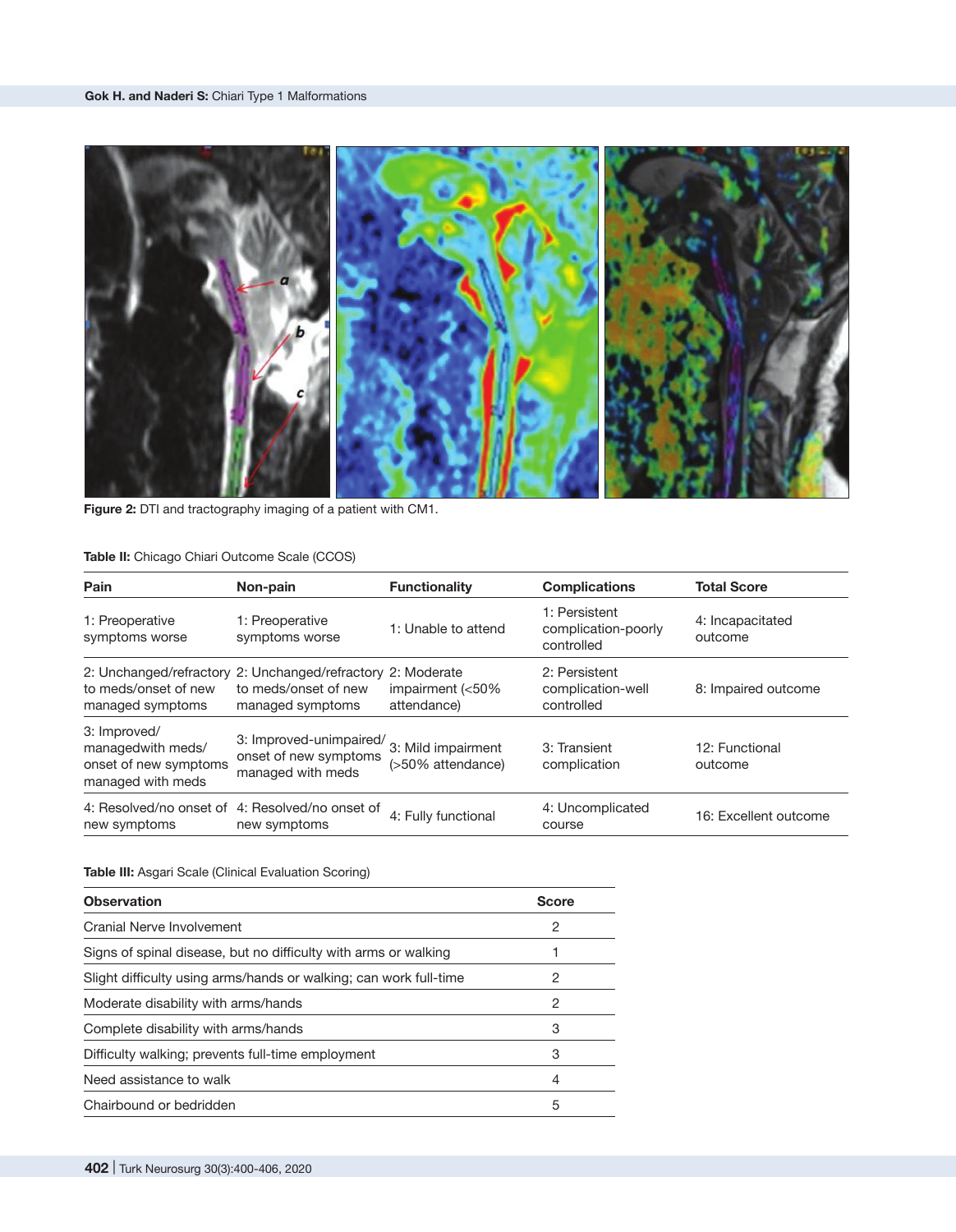**Figure 2:** DTI and tractography imaging of a patient with CM1.

**Table II:** Chicago Chiari Outcome Scale (CCOS)

| Pain | Non-pain | Functionality | Complications | Total Score |
|---|---|---|---|---|
| 1: Preoperative symptoms worse | 1: Preoperative symptoms worse | 1: Unable to attend | 1: Persistent complication-poorly controlled | 4: Incapacitated outcome |
| 2: Unchanged/refractory to meds/onset of new managed symptoms | 2: Unchanged/refractory to meds/onset of new managed symptoms | 2: Moderate impairment (<50% attendance) | 2: Persistent complication-well controlled | 8: Impaired outcome |
| 3: Improved/ managedwith meds/ onset of new symptoms managed with meds | 3: Improved-unimpaired/ onset of new symptoms managed with meds | 3: Mild impairment (>50% attendance) | 3: Transient complication | 12: Functional outcome |
| 4: Resolved/no onset of new symptoms | 4: Resolved/no onset of new symptoms | 4: Fully functional | 4: Uncomplicated course | 16: Excellent outcome |

**Table III:** Asgari Scale (Clinical Evaluation Scoring)

| Observation | Score |
|---|---|
| Cranial Nerve Involvement | 2 |
| Signs of spinal disease, but no difficulty with arms or walking | 1 |
| Slight difficulty using arms/hands or walking; can work full-time | 2 |
| Moderate disability with arms/hands | 2 |
| Complete disability with arms/hands | 3 |
| Difficulty walking; prevents full-time employment | 3 |
| Need assistance to walk | 4 |
| Chairbound or bedridden | 5 |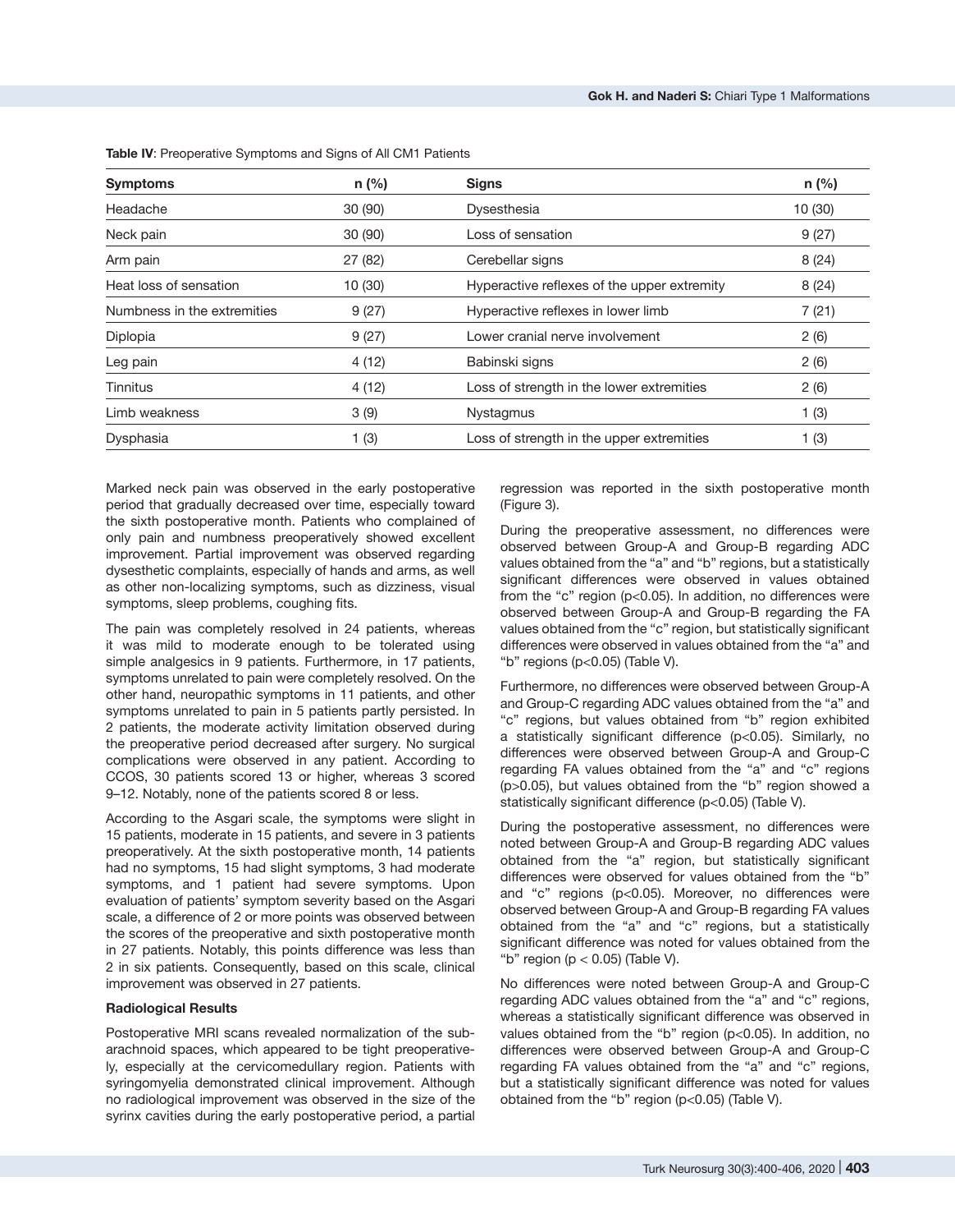**Table IV**: Preoperative Symptoms and Signs of All CM1 Patients

| Symptoms | n (%) | Signs | n (%) |
|---|---|---|---|
| Headache | 30 (90) | Dysesthesia | 10 (30) |
| Neck pain | 30 (90) | Loss of sensation | 9 (27) |
| Arm pain | 27 (82) | Cerebellar signs | 8 (24) |
| Heat loss of sensation | 10 (30) | Hyperactive reflexes of the upper extremity | 8 (24) |
| Numbness in the extremities | 9 (27) | Hyperactive reflexes in lower limb | 7 (21) |
| Diplopia | 9 (27) | Lower cranial nerve involvement | 2 (6) |
| Leg pain | 4 (12) | Babinski signs | 2 (6) |
| Tinnitus | 4 (12) | Loss of strength in the lower extremities | 2 (6) |
| Limb weakness | 3 (9) | Nystagmus | 1 (3) |
| Dysphasia | 1 (3) | Loss of strength in the upper extremities | 1 (3) |

Marked neck pain was observed in the early postoperative period that gradually decreased over time, especially toward the sixth postoperative month. Patients who complained of only pain and numbness preoperatively showed excellent improvement. Partial improvement was observed regarding dysesthetic complaints, especially of hands and arms, as well as other non-localizing symptoms, such as dizziness, visual symptoms, sleep problems, coughing fits.

The pain was completely resolved in 24 patients, whereas it was mild to moderate enough to be tolerated using simple analgesics in 9 patients. Furthermore, in 17 patients, symptoms unrelated to pain were completely resolved. On the other hand, neuropathic symptoms in 11 patients, and other symptoms unrelated to pain in 5 patients partly persisted. In 2 patients, the moderate activity limitation observed during the preoperative period decreased after surgery. No surgical complications were observed in any patient. According to CCOS, 30 patients scored 13 or higher, whereas 3 scored 9–12. Notably, none of the patients scored 8 or less.

According to the Asgari scale, the symptoms were slight in 15 patients, moderate in 15 patients, and severe in 3 patients preoperatively. At the sixth postoperative month, 14 patients had no symptoms, 15 had slight symptoms, 3 had moderate symptoms, and 1 patient had severe symptoms. Upon evaluation of patients' symptom severity based on the Asgari scale, a difference of 2 or more points was observed between the scores of the preoperative and sixth postoperative month in 27 patients. Notably, this points difference was less than 2 in six patients. Consequently, based on this scale, clinical improvement was observed in 27 patients.

**Radiological Results**

Postoperative MRI scans revealed normalization of the subarachnoid spaces, which appeared to be tight preoperatively, especially at the cervicomedullary region. Patients with syringomyelia demonstrated clinical improvement. Although no radiological improvement was observed in the size of the syrinx cavities during the early postoperative period, a partial regression was reported in the sixth postoperative month (Figure 3).

During the preoperative assessment, no differences were observed between Group-A and Group-B regarding ADC values obtained from the "a" and "b" regions, but a statistically significant differences were observed in values obtained from the "c" region ($p<0.05$). In addition, no differences were observed between Group-A and Group-B regarding the FA values obtained from the "c" region, but statistically significant differences were observed in values obtained from the "a" and "b" regions ($p<0.05$) (Table V).

Furthermore, no differences were observed between Group-A and Group-C regarding ADC values obtained from the "a" and "c" regions, but values obtained from "b" region exhibited a statistically significant difference ($p<0.05$). Similarly, no differences were observed between Group-A and Group-C regarding FA values obtained from the "a" and "c" regions ($p>0.05$), but values obtained from the "b" region showed a statistically significant difference ($p<0.05$) (Table V).

During the postoperative assessment, no differences were noted between Group-A and Group-B regarding ADC values obtained from the "a" region, but statistically significant differences were observed for values obtained from the "b" and "c" regions ($p<0.05$). Moreover, no differences were observed between Group-A and Group-B regarding FA values obtained from the "a" and "c" regions, but a statistically significant difference was noted for values obtained from the "b" region ($p < 0.05$) (Table V).

No differences were noted between Group-A and Group-C regarding ADC values obtained from the "a" and "c" regions, whereas a statistically significant difference was observed in values obtained from the "b" region ($p<0.05$). In addition, no differences were observed between Group-A and Group-C regarding FA values obtained from the "a" and "c" regions, but a statistically significant difference was noted for values obtained from the "b" region ($p<0.05$) (Table V).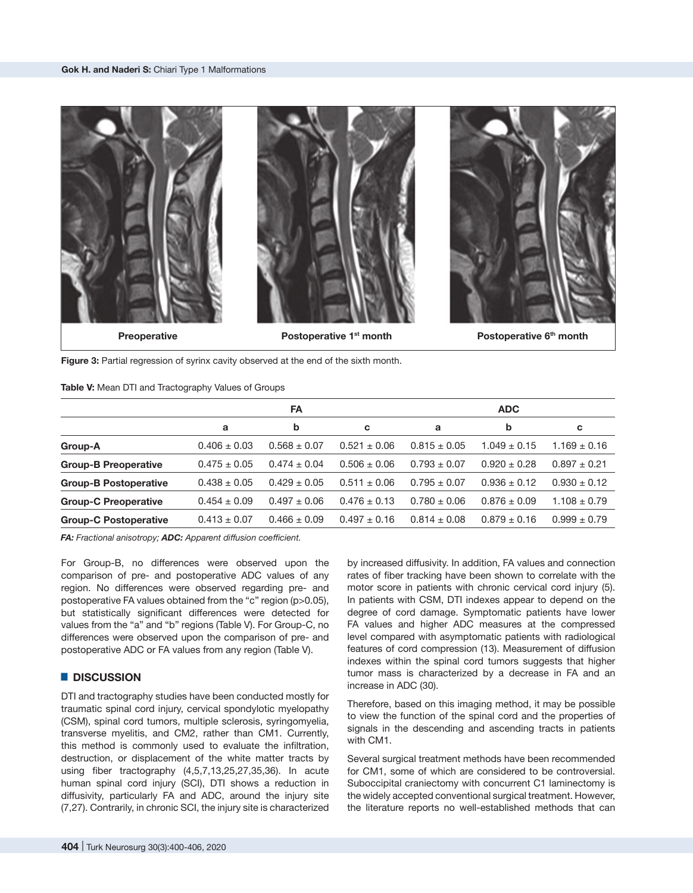Preoperative | Postoperative 1st month | Postoperative 6th month

**Figure 3:** Partial regression of syrinx cavity observed at the end of the sixth month.

**Table V:** Mean DTI and Tractography Values of Groups

| | FA | | | ADC | | |
|---|---|---|---|---|---|---|
| | a | b | c | a | b | c |
| **Group-A** | 0.406 ± 0.03 | 0.568 ± 0.07 | 0.521 ± 0.06 | 0.815 ± 0.05 | 1.049 ± 0.15 | 1.169 ± 0.16 |
| **Group-B Preoperative** | 0.475 ± 0.05 | 0.474 ± 0.04 | 0.506 ± 0.06 | 0.793 ± 0.07 | 0.920 ± 0.28 | 0.897 ± 0.21 |
| **Group-B Postoperative** | 0.438 ± 0.05 | 0.429 ± 0.05 | 0.511 ± 0.06 | 0.795 ± 0.07 | 0.936 ± 0.12 | 0.930 ± 0.12 |
| **Group-C Preoperative** | 0.454 ± 0.09 | 0.497 ± 0.06 | 0.476 ± 0.13 | 0.780 ± 0.06 | 0.876 ± 0.09 | 1.108 ± 0.79 |
| **Group-C Postoperative** | 0.413 ± 0.07 | 0.466 ± 0.09 | 0.497 ± 0.16 | 0.814 ± 0.08 | 0.879 ± 0.16 | 0.999 ± 0.79 |

***FA:** Fractional anisotropy; **ADC:** Apparent diffusion coefficient.*

For Group-B, no differences were observed upon the comparison of pre- and postoperative ADC values of any region. No differences were observed regarding pre- and postoperative FA values obtained from the "c" region ($p>0.05$), but statistically significant differences were detected for values from the "a" and "b" regions (Table V). For Group-C, no differences were observed upon the comparison of pre- and postoperative ADC or FA values from any region (Table V).

## DISCUSSION

DTI and tractography studies have been conducted mostly for traumatic spinal cord injury, cervical spondylotic myelopathy (CSM), spinal cord tumors, multiple sclerosis, syringomyelia, transverse myelitis, and CM2, rather than CM1. Currently, this method is commonly used to evaluate the infiltration, destruction, or displacement of the white matter tracts by using fiber tractography (4,5,7,13,25,27,35,36). In acute human spinal cord injury (SCI), DTI shows a reduction in diffusivity, particularly FA and ADC, around the injury site (7,27). Contrarily, in chronic SCI, the injury site is characterized by increased diffusivity. In addition, FA values and connection rates of fiber tracking have been shown to correlate with the motor score in patients with chronic cervical cord injury (5). In patients with CSM, DTI indexes appear to depend on the degree of cord damage. Symptomatic patients have lower FA values and higher ADC measures at the compressed level compared with asymptomatic patients with radiological features of cord compression (13). Measurement of diffusion indexes within the spinal cord tumors suggests that higher tumor mass is characterized by a decrease in FA and an increase in ADC (30).

Therefore, based on this imaging method, it may be possible to view the function of the spinal cord and the properties of signals in the descending and ascending tracts in patients with CM1.

Several surgical treatment methods have been recommended for CM1, some of which are considered to be controversial. Suboccipital craniectomy with concurrent C1 laminectomy is the widely accepted conventional surgical treatment. However, the literature reports no well-established methods that can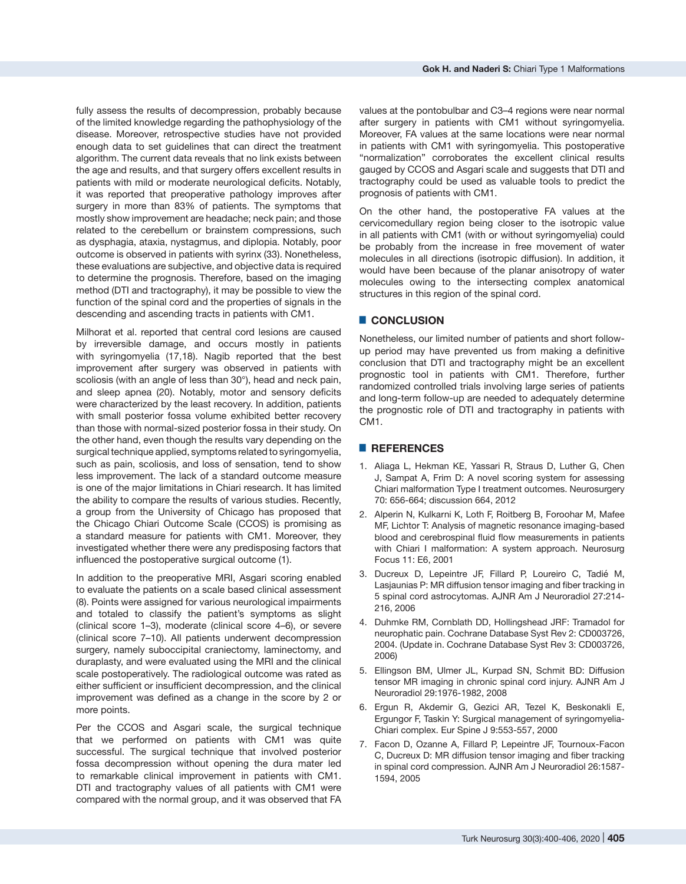fully assess the results of decompression, probably because of the limited knowledge regarding the pathophysiology of the disease. Moreover, retrospective studies have not provided enough data to set guidelines that can direct the treatment algorithm. The current data reveals that no link exists between the age and results, and that surgery offers excellent results in patients with mild or moderate neurological deficits. Notably, it was reported that preoperative pathology improves after surgery in more than 83% of patients. The symptoms that mostly show improvement are headache; neck pain; and those related to the cerebellum or brainstem compressions, such as dysphagia, ataxia, nystagmus, and diplopia. Notably, poor outcome is observed in patients with syrinx (33). Nonetheless, these evaluations are subjective, and objective data is required to determine the prognosis. Therefore, based on the imaging method (DTI and tractography), it may be possible to view the function of the spinal cord and the properties of signals in the descending and ascending tracts in patients with CM1.

Milhorat et al. reported that central cord lesions are caused by irreversible damage, and occurs mostly in patients with syringomyelia (17,18). Nagib reported that the best improvement after surgery was observed in patients with scoliosis (with an angle of less than 30°), head and neck pain, and sleep apnea (20). Notably, motor and sensory deficits were characterized by the least recovery. In addition, patients with small posterior fossa volume exhibited better recovery than those with normal-sized posterior fossa in their study. On the other hand, even though the results vary depending on the surgical technique applied, symptoms related to syringomyelia, such as pain, scoliosis, and loss of sensation, tend to show less improvement. The lack of a standard outcome measure is one of the major limitations in Chiari research. It has limited the ability to compare the results of various studies. Recently, a group from the University of Chicago has proposed that the Chicago Chiari Outcome Scale (CCOS) is promising as a standard measure for patients with CM1. Moreover, they investigated whether there were any predisposing factors that influenced the postoperative surgical outcome (1).

In addition to the preoperative MRI, Asgari scoring enabled to evaluate the patients on a scale based clinical assessment (8). Points were assigned for various neurological impairments and totaled to classify the patient's symptoms as slight (clinical score 1–3), moderate (clinical score 4–6), or severe (clinical score 7–10). All patients underwent decompression surgery, namely suboccipital craniectomy, laminectomy, and duraplasty, and were evaluated using the MRI and the clinical scale postoperatively. The radiological outcome was rated as either sufficient or insufficient decompression, and the clinical improvement was defined as a change in the score by 2 or more points.

Per the CCOS and Asgari scale, the surgical technique that we performed on patients with CM1 was quite successful. The surgical technique that involved posterior fossa decompression without opening the dura mater led to remarkable clinical improvement in patients with CM1. DTI and tractography values of all patients with CM1 were compared with the normal group, and it was observed that FA values at the pontobulbar and C3–4 regions were near normal after surgery in patients with CM1 without syringomyelia. Moreover, FA values at the same locations were near normal in patients with CM1 with syringomyelia. This postoperative "normalization" corroborates the excellent clinical results gauged by CCOS and Asgari scale and suggests that DTI and tractography could be used as valuable tools to predict the prognosis of patients with CM1.

On the other hand, the postoperative FA values at the cervicomedullary region being closer to the isotropic value in all patients with CM1 (with or without syringomyelia) could be probably from the increase in free movement of water molecules in all directions (isotropic diffusion). In addition, it would have been because of the planar anisotropy of water molecules owing to the intersecting complex anatomical structures in this region of the spinal cord.

## CONCLUSION

Nonetheless, our limited number of patients and short follow-up period may have prevented us from making a definitive conclusion that DTI and tractography might be an excellent prognostic tool in patients with CM1. Therefore, further randomized controlled trials involving large series of patients and long-term follow-up are needed to adequately determine the prognostic role of DTI and tractography in patients with CM1.

## REFERENCES

1. Aliaga L, Hekman KE, Yassari R, Straus D, Luther G, Chen J, Sampat A, Frim D: A novel scoring system for assessing Chiari malformation Type I treatment outcomes. Neurosurgery 70: 656-664; discussion 664, 2012
2. Alperin N, Kulkarni K, Loth F, Roitberg B, Foroohar M, Mafee MF, Lichtor T: Analysis of magnetic resonance imaging-based blood and cerebrospinal fluid flow measurements in patients with Chiari I malformation: A system approach. Neurosurg Focus 11: E6, 2001
3. Ducreux D, Lepeintre JF, Fillard P, Loureiro C, Tadié M, Lasjaunias P: MR diffusion tensor imaging and fiber tracking in 5 spinal cord astrocytomas. AJNR Am J Neuroradiol 27:214-216, 2006
4. Duhmke RM, Cornblath DD, Hollingshead JRF: Tramadol for neurophatic pain. Cochrane Database Syst Rev 2: CD003726, 2004. (Update in. Cochrane Database Syst Rev 3: CD003726, 2006)
5. Ellingson BM, Ulmer JL, Kurpad SN, Schmit BD: Diffusion tensor MR imaging in chronic spinal cord injury. AJNR Am J Neuroradiol 29:1976-1982, 2008
6. Ergun R, Akdemir G, Gezici AR, Tezel K, Beskonakli E, Ergungor F, Taskin Y: Surgical management of syringomyelia-Chiari complex. Eur Spine J 9:553-557, 2000
7. Facon D, Ozanne A, Fillard P, Lepeintre JF, Tournoux-Facon C, Ducreux D: MR diffusion tensor imaging and fiber tracking in spinal cord compression. AJNR Am J Neuroradiol 26:1587-1594, 2005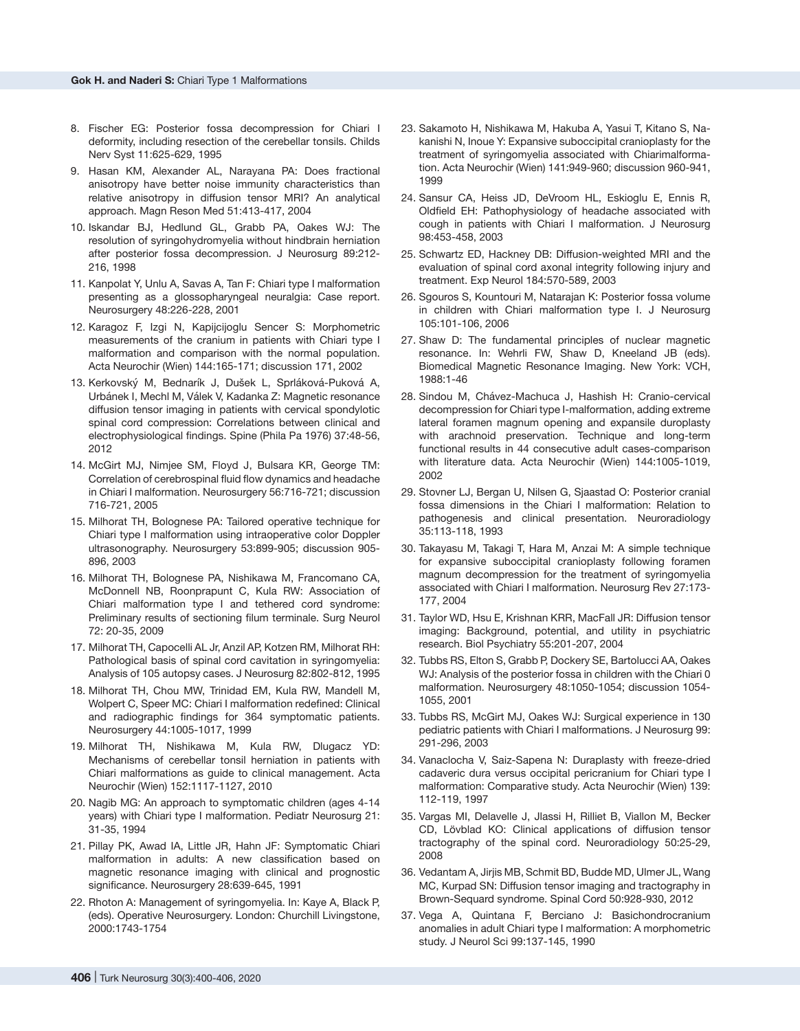8. Fischer EG: Posterior fossa decompression for Chiari I deformity, including resection of the cerebellar tonsils. Childs Nerv Syst 11:625-629, 1995

9. Hasan KM, Alexander AL, Narayana PA: Does fractional anisotropy have better noise immunity characteristics than relative anisotropy in diffusion tensor MRI? An analytical approach. Magn Reson Med 51:413-417, 2004

10. Iskandar BJ, Hedlund GL, Grabb PA, Oakes WJ: The resolution of syringohydromyelia without hindbrain herniation after posterior fossa decompression. J Neurosurg 89:212-216, 1998

11. Kanpolat Y, Unlu A, Savas A, Tan F: Chiari type I malformation presenting as a glossopharyngeal neuralgia: Case report. Neurosurgery 48:226-228, 2001

12. Karagoz F, Izgi N, Kapijcijoglu Sencer S: Morphometric measurements of the cranium in patients with Chiari type I malformation and comparison with the normal population. Acta Neurochir (Wien) 144:165-171; discussion 171, 2002

13. Kerkovský M, Bednarík J, Dušek L, Sprláková-Puková A, Urbánek I, Mechl M, Válek V, Kadanka Z: Magnetic resonance diffusion tensor imaging in patients with cervical spondylotic spinal cord compression: Correlations between clinical and electrophysiological findings. Spine (Phila Pa 1976) 37:48-56, 2012

14. McGirt MJ, Nimjee SM, Floyd J, Bulsara KR, George TM: Correlation of cerebrospinal fluid flow dynamics and headache in Chiari I malformation. Neurosurgery 56:716-721; discussion 716-721, 2005

15. Milhorat TH, Bolognese PA: Tailored operative technique for Chiari type I malformation using intraoperative color Doppler ultrasonography. Neurosurgery 53:899-905; discussion 905-896, 2003

16. Milhorat TH, Bolognese PA, Nishikawa M, Francomano CA, McDonnell NB, Roonprapunt C, Kula RW: Association of Chiari malformation type I and tethered cord syndrome: Preliminary results of sectioning filum terminale. Surg Neurol 72: 20-35, 2009

17. Milhorat TH, Capocelli AL Jr, Anzil AP, Kotzen RM, Milhorat RH: Pathological basis of spinal cord cavitation in syringomyelia: Analysis of 105 autopsy cases. J Neurosurg 82:802-812, 1995

18. Milhorat TH, Chou MW, Trinidad EM, Kula RW, Mandell M, Wolpert C, Speer MC: Chiari I malformation redefined: Clinical and radiographic findings for 364 symptomatic patients. Neurosurgery 44:1005-1017, 1999

19. Milhorat TH, Nishikawa M, Kula RW, Dlugacz YD: Mechanisms of cerebellar tonsil herniation in patients with Chiari malformations as guide to clinical management. Acta Neurochir (Wien) 152:1117-1127, 2010

20. Nagib MG: An approach to symptomatic children (ages 4-14 years) with Chiari type I malformation. Pediatr Neurosurg 21: 31-35, 1994

21. Pillay PK, Awad IA, Little JR, Hahn JF: Symptomatic Chiari malformation in adults: A new classification based on magnetic resonance imaging with clinical and prognostic significance. Neurosurgery 28:639-645, 1991

22. Rhoton A: Management of syringomyelia. In: Kaye A, Black P, (eds). Operative Neurosurgery. London: Churchill Livingstone, 2000:1743-1754

23. Sakamoto H, Nishikawa M, Hakuba A, Yasui T, Kitano S, Nakanishi N, Inoue Y: Expansive suboccipital cranioplasty for the treatment of syringomyelia associated with Chiarimalformation. Acta Neurochir (Wien) 141:949-960; discussion 960-941, 1999

24. Sansur CA, Heiss JD, DeVroom HL, Eskioglu E, Ennis R, Oldfield EH: Pathophysiology of headache associated with cough in patients with Chiari I malformation. J Neurosurg 98:453-458, 2003

25. Schwartz ED, Hackney DB: Diffusion-weighted MRI and the evaluation of spinal cord axonal integrity following injury and treatment. Exp Neurol 184:570-589, 2003

26. Sgouros S, Kountouri M, Natarajan K: Posterior fossa volume in children with Chiari malformation type I. J Neurosurg 105:101-106, 2006

27. Shaw D: The fundamental principles of nuclear magnetic resonance. In: Wehrli FW, Shaw D, Kneeland JB (eds). Biomedical Magnetic Resonance Imaging. New York: VCH, 1988:1-46

28. Sindou M, Chávez-Machuca J, Hashish H: Cranio-cervical decompression for Chiari type I-malformation, adding extreme lateral foramen magnum opening and expansile duroplasty with arachnoid preservation. Technique and long-term functional results in 44 consecutive adult cases-comparison with literature data. Acta Neurochir (Wien) 144:1005-1019, 2002

29. Stovner LJ, Bergan U, Nilsen G, Sjaastad O: Posterior cranial fossa dimensions in the Chiari I malformation: Relation to pathogenesis and clinical presentation. Neuroradiology 35:113-118, 1993

30. Takayasu M, Takagi T, Hara M, Anzai M: A simple technique for expansive suboccipital cranioplasty following foramen magnum decompression for the treatment of syringomyelia associated with Chiari I malformation. Neurosurg Rev 27:173-177, 2004

31. Taylor WD, Hsu E, Krishnan KRR, MacFall JR: Diffusion tensor imaging: Background, potential, and utility in psychiatric research. Biol Psychiatry 55:201-207, 2004

32. Tubbs RS, Elton S, Grabb P, Dockery SE, Bartolucci AA, Oakes WJ: Analysis of the posterior fossa in children with the Chiari 0 malformation. Neurosurgery 48:1050-1054; discussion 1054-1055, 2001

33. Tubbs RS, McGirt MJ, Oakes WJ: Surgical experience in 130 pediatric patients with Chiari I malformations. J Neurosurg 99: 291-296, 2003

34. Vanaclocha V, Saiz-Sapena N: Duraplasty with freeze-dried cadaveric dura versus occipital pericranium for Chiari type I malformation: Comparative study. Acta Neurochir (Wien) 139: 112-119, 1997

35. Vargas MI, Delavelle J, Jlassi H, Rilliet B, Viallon M, Becker CD, Lövblad KO: Clinical applications of diffusion tensor tractography of the spinal cord. Neuroradiology 50:25-29, 2008

36. Vedantam A, Jirjis MB, Schmit BD, Budde MD, Ulmer JL, Wang MC, Kurpad SN: Diffusion tensor imaging and tractography in Brown-Sequard syndrome. Spinal Cord 50:928-930, 2012

37. Vega A, Quintana F, Berciano J: Basichondrocranium anomalies in adult Chiari type I malformation: A morphometric study. J Neurol Sci 99:137-145, 1990